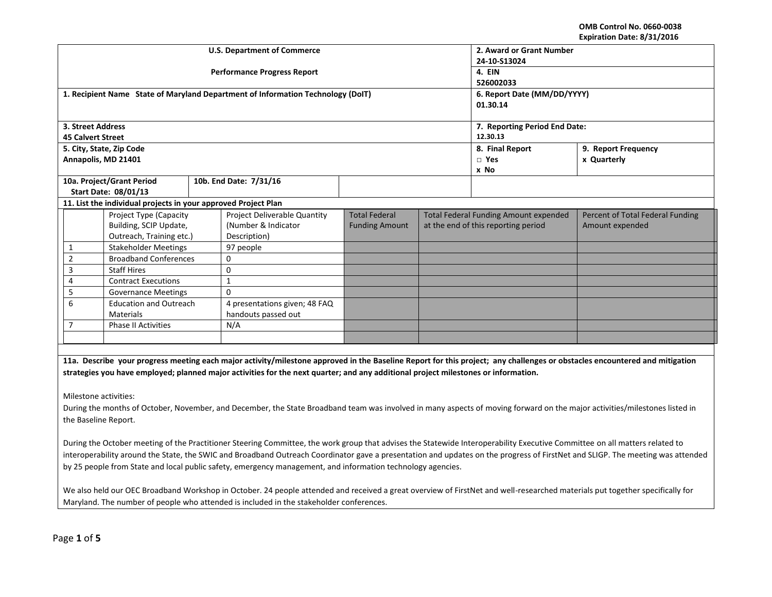OMB Control No. 0660-0038
Expiration Date: 8/31/2016

| U.S. Department of Commerce<br><br>Performance Progress Report | 2. Award or Grant Number<br>24-10-S13024 | |
|---|---|---|
| | 4. EIN<br>526002033 | |
| 1. Recipient Name State of Maryland Department of Information Technology (DoIT) | 6. Report Date (MM/DD/YYYY)<br>01.30.14 | |
| 3. Street Address<br>45 Calvert Street | 7. Reporting Period End Date:<br>12.30.13 | |
| 5. City, State, Zip Code<br>Annapolis, MD 21401 | 8. Final Report<br>□ Yes<br>x No | 9. Report Frequency<br>x Quarterly |
| 10a. Project/Grant Period Start Date: 08/01/13 — 10b. End Date: 7/31/16 | | |

**11. List the individual projects in your approved Project Plan**

| | Project Type (Capacity Building, SCIP Update, Outreach, Training etc.) | Project Deliverable Quantity (Number & Indicator Description) | Total Federal Funding Amount | Total Federal Funding Amount expended at the end of this reporting period | Percent of Total Federal Funding Amount expended |
|---|---|---|---|---|---|
| 1 | Stakeholder Meetings | 97 people | | | |
| 2 | Broadband Conferences | 0 | | | |
| 3 | Staff Hires | 0 | | | |
| 4 | Contract Executions | 1 | | | |
| 5 | Governance Meetings | 0 | | | |
| 6 | Education and Outreach Materials | 4 presentations given; 48 FAQ handouts passed out | | | |
| 7 | Phase II Activities | N/A | | | |
| | | | | | |

**11a. Describe your progress meeting each major activity/milestone approved in the Baseline Report for this project; any challenges or obstacles encountered and mitigation strategies you have employed; planned major activities for the next quarter; and any additional project milestones or information.**

Milestone activities:
During the months of October, November, and December, the State Broadband team was involved in many aspects of moving forward on the major activities/milestones listed in the Baseline Report.

During the October meeting of the Practitioner Steering Committee, the work group that advises the Statewide Interoperability Executive Committee on all matters related to interoperability around the State, the SWIC and Broadband Outreach Coordinator gave a presentation and updates on the progress of FirstNet and SLIGP. The meeting was attended by 25 people from State and local public safety, emergency management, and information technology agencies.

We also held our OEC Broadband Workshop in October. 24 people attended and received a great overview of FirstNet and well-researched materials put together specifically for Maryland. The number of people who attended is included in the stakeholder conferences.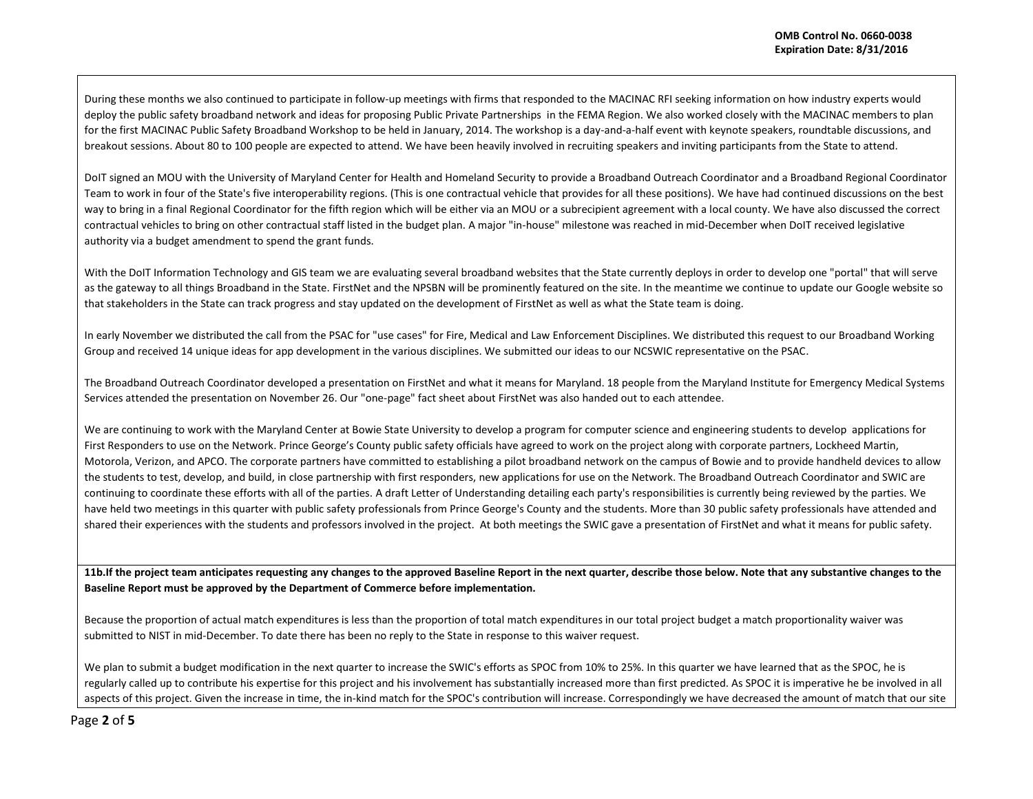During these months we also continued to participate in follow-up meetings with firms that responded to the MACINAC RFI seeking information on how industry experts would deploy the public safety broadband network and ideas for proposing Public Private Partnerships in the FEMA Region. We also worked closely with the MACINAC members to plan for the first MACINAC Public Safety Broadband Workshop to be held in January, 2014. The workshop is a day-and-a-half event with keynote speakers, roundtable discussions, and breakout sessions. About 80 to 100 people are expected to attend. We have been heavily involved in recruiting speakers and inviting participants from the State to attend.

DoIT signed an MOU with the University of Maryland Center for Health and Homeland Security to provide a Broadband Outreach Coordinator and a Broadband Regional Coordinator Team to work in four of the State's five interoperability regions. (This is one contractual vehicle that provides for all these positions). We have had continued discussions on the best way to bring in a final Regional Coordinator for the fifth region which will be either via an MOU or a subrecipient agreement with a local county. We have also discussed the correct contractual vehicles to bring on other contractual staff listed in the budget plan. A major "in-house" milestone was reached in mid-December when DoIT received legislative authority via a budget amendment to spend the grant funds.

With the DoIT Information Technology and GIS team we are evaluating several broadband websites that the State currently deploys in order to develop one "portal" that will serve as the gateway to all things Broadband in the State. FirstNet and the NPSBN will be prominently featured on the site. In the meantime we continue to update our Google website so that stakeholders in the State can track progress and stay updated on the development of FirstNet as well as what the State team is doing.

In early November we distributed the call from the PSAC for "use cases" for Fire, Medical and Law Enforcement Disciplines. We distributed this request to our Broadband Working Group and received 14 unique ideas for app development in the various disciplines. We submitted our ideas to our NCSWIC representative on the PSAC.

The Broadband Outreach Coordinator developed a presentation on FirstNet and what it means for Maryland. 18 people from the Maryland Institute for Emergency Medical Systems Services attended the presentation on November 26. Our "one-page" fact sheet about FirstNet was also handed out to each attendee.

We are continuing to work with the Maryland Center at Bowie State University to develop a program for computer science and engineering students to develop applications for First Responders to use on the Network. Prince George's County public safety officials have agreed to work on the project along with corporate partners, Lockheed Martin, Motorola, Verizon, and APCO. The corporate partners have committed to establishing a pilot broadband network on the campus of Bowie and to provide handheld devices to allow the students to test, develop, and build, in close partnership with first responders, new applications for use on the Network. The Broadband Outreach Coordinator and SWIC are continuing to coordinate these efforts with all of the parties. A draft Letter of Understanding detailing each party's responsibilities is currently being reviewed by the parties. We have held two meetings in this quarter with public safety professionals from Prince George's County and the students. More than 30 public safety professionals have attended and shared their experiences with the students and professors involved in the project. At both meetings the SWIC gave a presentation of FirstNet and what it means for public safety.

**11b.If the project team anticipates requesting any changes to the approved Baseline Report in the next quarter, describe those below. Note that any substantive changes to the Baseline Report must be approved by the Department of Commerce before implementation.**

Because the proportion of actual match expenditures is less than the proportion of total match expenditures in our total project budget a match proportionality waiver was submitted to NIST in mid-December. To date there has been no reply to the State in response to this waiver request.

We plan to submit a budget modification in the next quarter to increase the SWIC's efforts as SPOC from 10% to 25%. In this quarter we have learned that as the SPOC, he is regularly called up to contribute his expertise for this project and his involvement has substantially increased more than first predicted. As SPOC it is imperative he be involved in all aspects of this project. Given the increase in time, the in-kind match for the SPOC's contribution will increase. Correspondingly we have decreased the amount of match that our site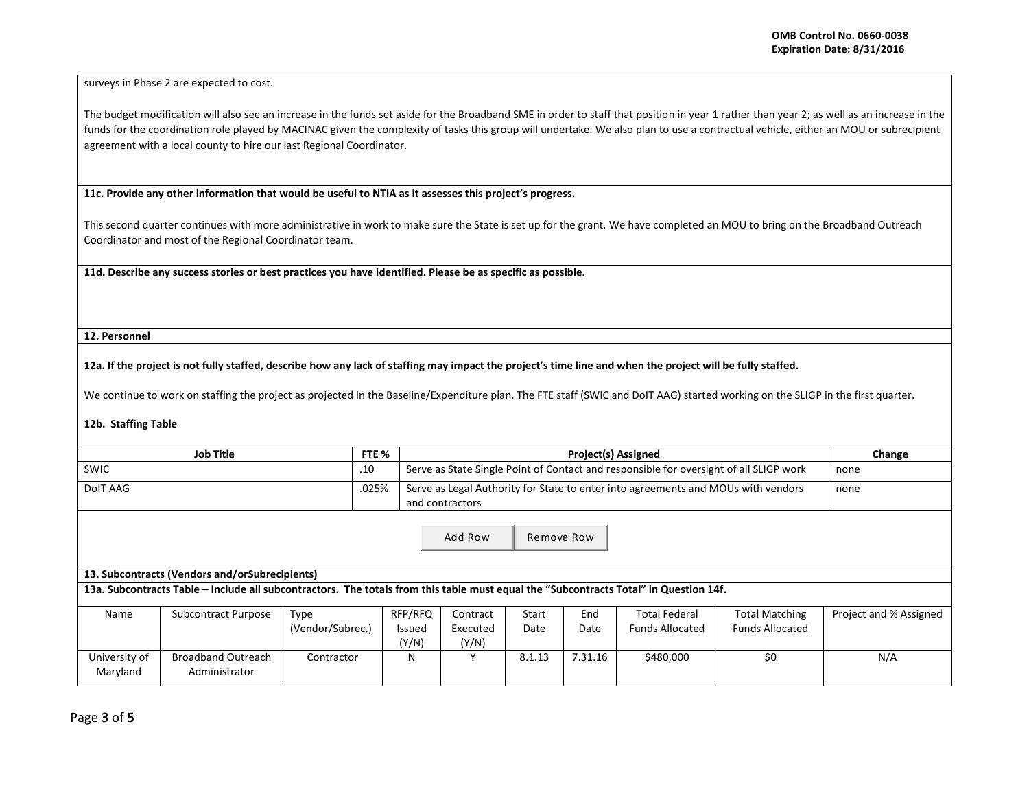surveys in Phase 2 are expected to cost.

The budget modification will also see an increase in the funds set aside for the Broadband SME in order to staff that position in year 1 rather than year 2; as well as an increase in the funds for the coordination role played by MACINAC given the complexity of tasks this group will undertake. We also plan to use a contractual vehicle, either an MOU or subrecipient agreement with a local county to hire our last Regional Coordinator.

**11c. Provide any other information that would be useful to NTIA as it assesses this project's progress.**

This second quarter continues with more administrative in work to make sure the State is set up for the grant. We have completed an MOU to bring on the Broadband Outreach Coordinator and most of the Regional Coordinator team.

**11d. Describe any success stories or best practices you have identified. Please be as specific as possible.**

**12. Personnel**

**12a. If the project is not fully staffed, describe how any lack of staffing may impact the project's time line and when the project will be fully staffed.**

We continue to work on staffing the project as projected in the Baseline/Expenditure plan. The FTE staff (SWIC and DoIT AAG) started working on the SLIGP in the first quarter.

**12b. Staffing Table**

| Job Title | FTE % | Project(s) Assigned | Change |
|---|---|---|---|
| SWIC | .10 | Serve as State Single Point of Contact and responsible for oversight of all SLIGP work | none |
| DoIT AAG | .025% | Serve as Legal Authority for State to enter into agreements and MOUs with vendors and contractors | none |

Add Row Remove Row

**13. Subcontracts (Vendors and/orSubrecipients)**

**13a. Subcontracts Table – Include all subcontractors. The totals from this table must equal the "Subcontracts Total" in Question 14f.**

| Name | Subcontract Purpose | Type (Vendor/Subrec.) | RFP/RFQ Issued (Y/N) | Contract Executed (Y/N) | Start Date | End Date | Total Federal Funds Allocated | Total Matching Funds Allocated | Project and % Assigned |
|---|---|---|---|---|---|---|---|---|---|
| University of Maryland | Broadband Outreach Administrator | Contractor | N | Y | 8.1.13 | 7.31.16 | $480,000 | $0 | N/A |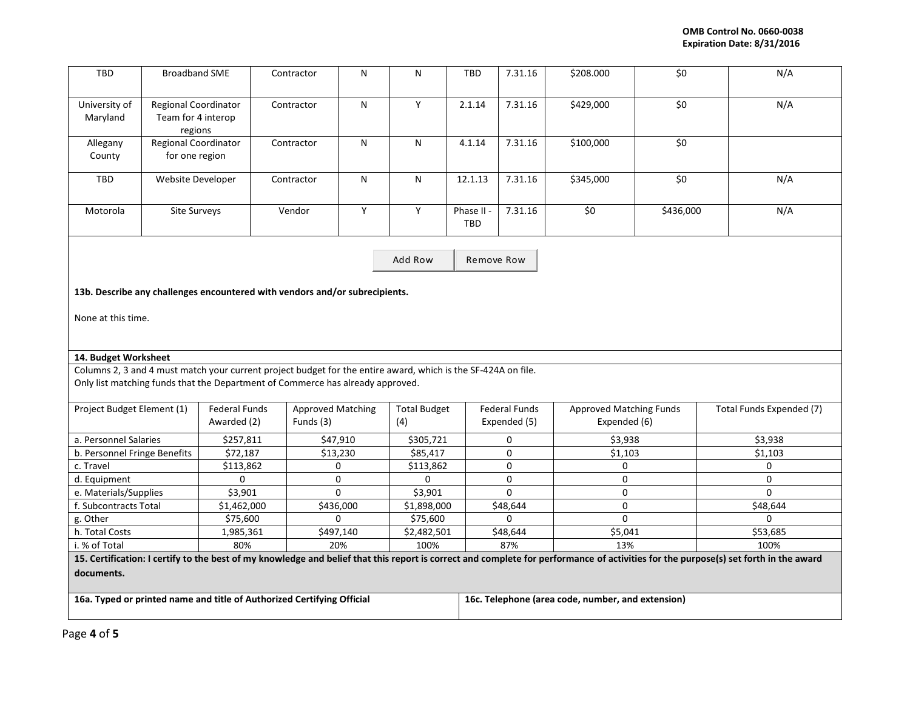| | | | | | | | | | |
|---|---|---|---|---|---|---|---|---|---|
| TBD | Broadband SME | Contractor | N | N | TBD | 7.31.16 | $208.000 | $0 | N/A |
| University of Maryland | Regional Coordinator Team for 4 interop regions | Contractor | N | Y | 2.1.14 | 7.31.16 | $429,000 | $0 | N/A |
| Allegany County | Regional Coordinator for one region | Contractor | N | N | 4.1.14 | 7.31.16 | $100,000 | $0 | |
| TBD | Website Developer | Contractor | N | N | 12.1.13 | 7.31.16 | $345,000 | $0 | N/A |
| Motorola | Site Surveys | Vendor | Y | Y | Phase II - TBD | 7.31.16 | $0 | $436,000 | N/A |

Add Row Remove Row

**13b. Describe any challenges encountered with vendors and/or subrecipients.**

None at this time.

**14. Budget Worksheet**

Columns 2, 3 and 4 must match your current project budget for the entire award, which is the SF-424A on file.
Only list matching funds that the Department of Commerce has already approved.

| Project Budget Element (1) | Federal Funds Awarded (2) | Approved Matching Funds (3) | Total Budget (4) | Federal Funds Expended (5) | Approved Matching Funds Expended (6) | Total Funds Expended (7) |
|---|---|---|---|---|---|---|
| a. Personnel Salaries | $257,811 | $47,910 | $305,721 | 0 | $3,938 | $3,938 |
| b. Personnel Fringe Benefits | $72,187 | $13,230 | $85,417 | 0 | $1,103 | $1,103 |
| c. Travel | $113,862 | 0 | $113,862 | 0 | 0 | 0 |
| d. Equipment | 0 | 0 | 0 | 0 | 0 | 0 |
| e. Materials/Supplies | $3,901 | 0 | $3,901 | 0 | 0 | 0 |
| f. Subcontracts Total | $1,462,000 | $436,000 | $1,898,000 | $48,644 | 0 | $48,644 |
| g. Other | $75,600 | 0 | $75,600 | 0 | 0 | 0 |
| h. Total Costs | 1,985,361 | $497,140 | $2,482,501 | $48,644 | $5,041 | $53,685 |
| i. % of Total | 80% | 20% | 100% | 87% | 13% | 100% |

**15. Certification: I certify to the best of my knowledge and belief that this report is correct and complete for performance of activities for the purpose(s) set forth in the award documents.**

| **16a. Typed or printed name and title of Authorized Certifying Official** | **16c. Telephone (area code, number, and extension)** |
|---|---|
| | |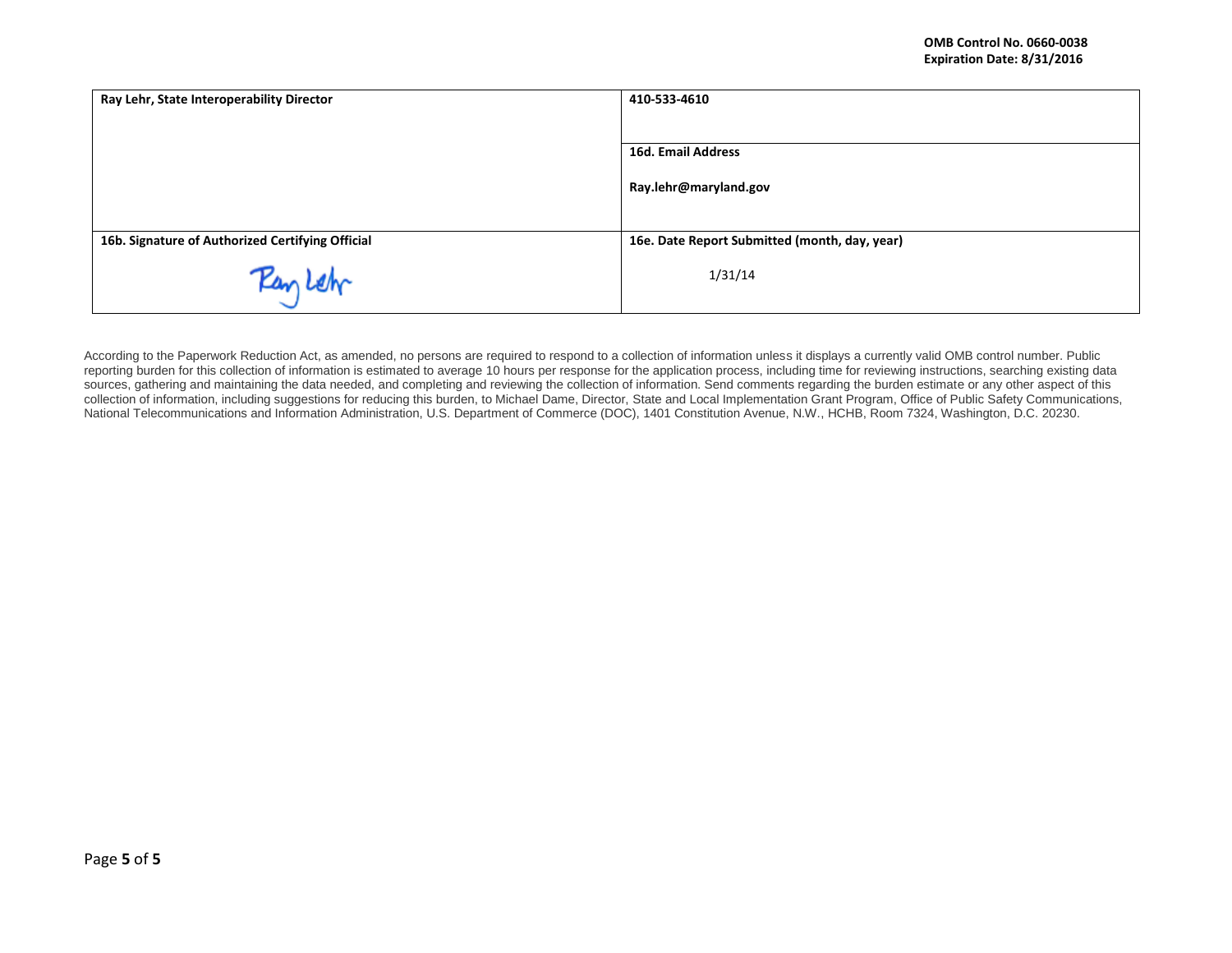**OMB Control No. 0660-0038**
**Expiration Date: 8/31/2016**

| | |
|---|---|
| **Ray Lehr, State Interoperability Director** | **410-533-4610** |
| | **16d. Email Address**<br><br>**Ray.lehr@maryland.gov** |
| **16b. Signature of Authorized Certifying Official**<br><br>Ray Lehr | **16e. Date Report Submitted (month, day, year)**<br><br>1/31/14 |

According to the Paperwork Reduction Act, as amended, no persons are required to respond to a collection of information unless it displays a currently valid OMB control number. Public reporting burden for this collection of information is estimated to average 10 hours per response for the application process, including time for reviewing instructions, searching existing data sources, gathering and maintaining the data needed, and completing and reviewing the collection of information. Send comments regarding the burden estimate or any other aspect of this collection of information, including suggestions for reducing this burden, to Michael Dame, Director, State and Local Implementation Grant Program, Office of Public Safety Communications, National Telecommunications and Information Administration, U.S. Department of Commerce (DOC), 1401 Constitution Avenue, N.W., HCHB, Room 7324, Washington, D.C. 20230.